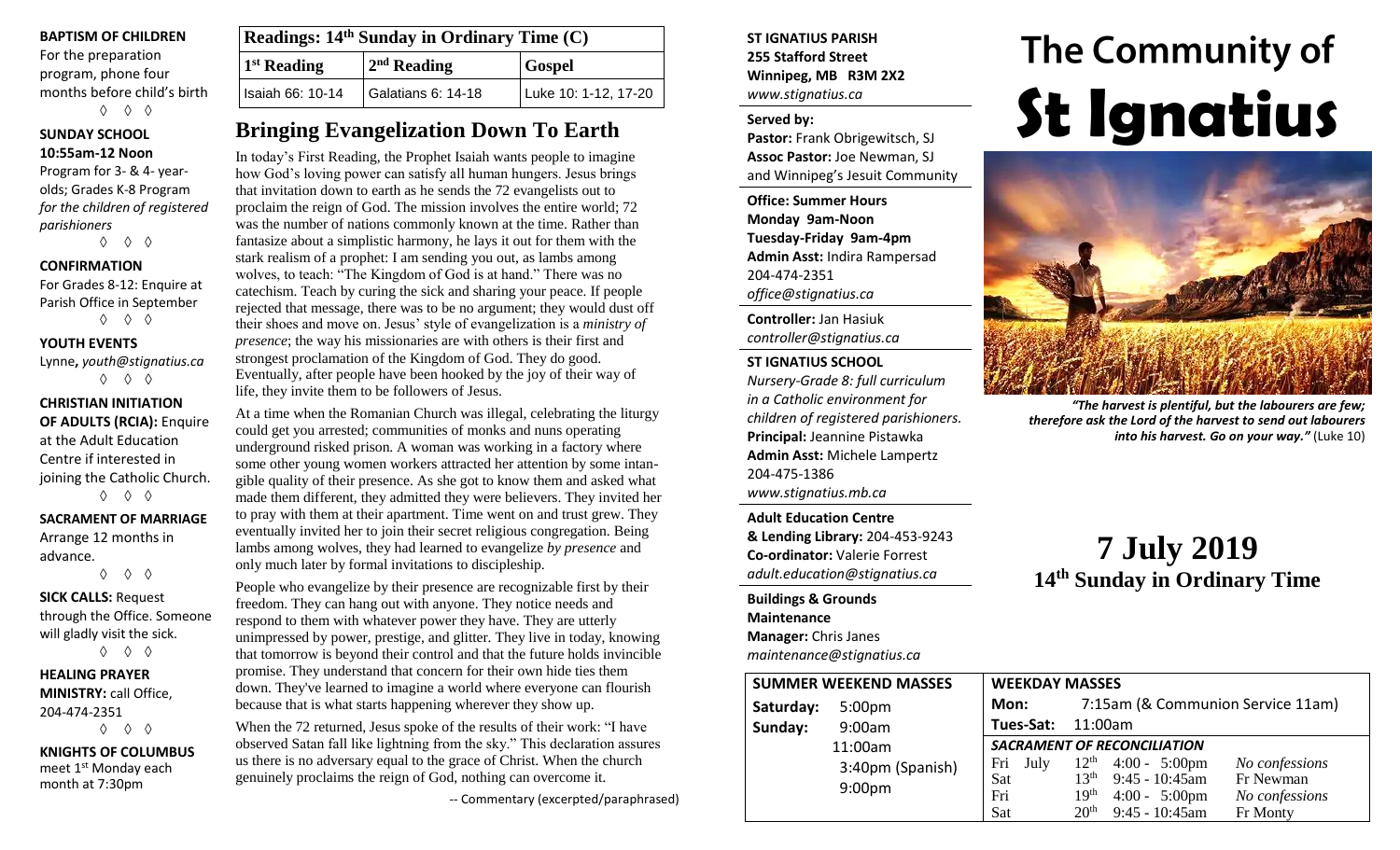**BAPTISM OF CHILDREN**
For the preparation program, phone four months before child's birth

◊ ◊ ◊

**SUNDAY SCHOOL**
**10:55am-12 Noon**
Program for 3- & 4- year-olds; Grades K-8 Program *for the children of registered parishioners*

◊ ◊ ◊

**CONFIRMATION**
For Grades 8-12: Enquire at Parish Office in September

◊ ◊ ◊

**YOUTH EVENTS**
Lynne, *youth@stignatius.ca*

◊ ◊ ◊

**CHRISTIAN INITIATION OF ADULTS (RCIA):** Enquire at the Adult Education Centre if interested in joining the Catholic Church.

◊ ◊ ◊

**SACRAMENT OF MARRIAGE**
Arrange 12 months in advance.

◊ ◊ ◊

**SICK CALLS:** Request through the Office. Someone will gladly visit the sick.

◊ ◊ ◊

**HEALING PRAYER MINISTRY:** call Office, 204-474-2351

◊ ◊ ◊

**KNIGHTS OF COLUMBUS**
meet 1st Monday each month at 7:30pm

| Readings: 14th Sunday in Ordinary Time (C) | | |
|---|---|---|
| 1st Reading | 2nd Reading | Gospel |
| Isaiah 66: 10-14 | Galatians 6: 14-18 | Luke 10: 1-12, 17-20 |

## Bringing Evangelization Down To Earth

In today's First Reading, the Prophet Isaiah wants people to imagine how God's loving power can satisfy all human hungers. Jesus brings that invitation down to earth as he sends the 72 evangelists out to proclaim the reign of God. The mission involves the entire world; 72 was the number of nations commonly known at the time. Rather than fantasize about a simplistic harmony, he lays it out for them with the stark realism of a prophet: I am sending you out, as lambs among wolves, to teach: "The Kingdom of God is at hand." There was no catechism. Teach by curing the sick and sharing your peace. If people rejected that message, there was to be no argument; they would dust off their shoes and move on. Jesus' style of evangelization is a *ministry of presence*; the way his missionaries are with others is their first and strongest proclamation of the Kingdom of God. They do good. Eventually, after people have been hooked by the joy of their way of life, they invite them to be followers of Jesus.

At a time when the Romanian Church was illegal, celebrating the liturgy could get you arrested; communities of monks and nuns operating underground risked prison. A woman was working in a factory where some other young women workers attracted her attention by some intangible quality of their presence. As she got to know them and asked what made them different, they admitted they were believers. They invited her to pray with them at their apartment. Time went on and trust grew. They eventually invited her to join their secret religious congregation. Being lambs among wolves, they had learned to evangelize *by presence* and only much later by formal invitations to discipleship.

People who evangelize by their presence are recognizable first by their freedom. They can hang out with anyone. They notice needs and respond to them with whatever power they have. They are utterly unimpressed by power, prestige, and glitter. They live in today, knowing that tomorrow is beyond their control and that the future holds invincible promise. They understand that concern for their own hide ties them down. They've learned to imagine a world where everyone can flourish because that is what starts happening wherever they show up.

When the 72 returned, Jesus spoke of the results of their work: "I have observed Satan fall like lightning from the sky." This declaration assures us there is no adversary equal to the grace of Christ. When the church genuinely proclaims the reign of God, nothing can overcome it.

-- Commentary (excerpted/paraphrased)

**ST IGNATIUS PARISH**
**255 Stafford Street**
**Winnipeg, MB R3M 2X2**
*www.stignatius.ca*

**Served by:**
**Pastor:** Frank Obrigewitsch, SJ
**Assoc Pastor:** Joe Newman, SJ
and Winnipeg's Jesuit Community

**Office: Summer Hours**
**Monday 9am-Noon**
**Tuesday-Friday 9am-4pm**
**Admin Asst:** Indira Rampersad
204-474-2351
*office@stignatius.ca*

**Controller:** Jan Hasiuk
*controller@stignatius.ca*

**ST IGNATIUS SCHOOL**
*Nursery-Grade 8: full curriculum in a Catholic environment for children of registered parishioners.*
**Principal:** Jeannine Pistawka
**Admin Asst:** Michele Lampertz
204-475-1386
*www.stignatius.mb.ca*

**Adult Education Centre & Lending Library:** 204-453-9243
**Co-ordinator:** Valerie Forrest
*adult.education@stignatius.ca*

**Buildings & Grounds Maintenance Manager:** Chris Janes
*maintenance@stignatius.ca*

# The Community of St Ignatius

*"The harvest is plentiful, but the labourers are few; therefore ask the Lord of the harvest to send out labourers into his harvest. Go on your way."* (Luke 10)

## 7 July 2019
## 14th Sunday in Ordinary Time

| SUMMER WEEKEND MASSES | |
|---|---|
| Saturday: | 5:00pm |
| Sunday: | 9:00am |
| | 11:00am |
| | 3:40pm (Spanish) |
| | 9:00pm |

| WEEKDAY MASSES | | | |
|---|---|---|---|
| Mon: | 7:15am (& Communion Service 11am) | | |
| Tues-Sat: | 11:00am | | |
| *SACRAMENT OF RECONCILIATION* | | | |
| Fri July | 12th | 4:00 - 5:00pm | *No confessions* |
| Sat | 13th | 9:45 - 10:45am | Fr Newman |
| Fri | 19th | 4:00 - 5:00pm | *No confessions* |
| Sat | 20th | 9:45 - 10:45am | Fr Monty |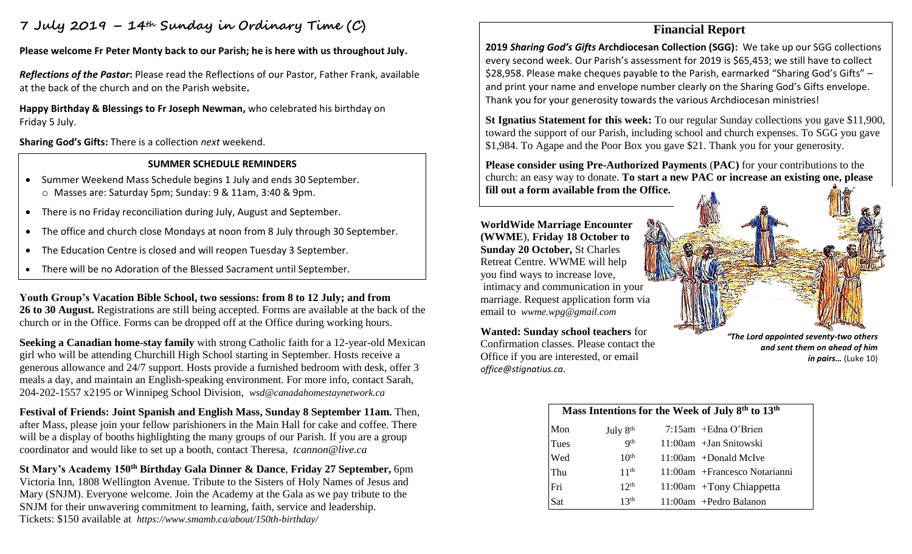# 7 July 2019 – 14th Sunday in Ordinary Time (C)

**Please welcome Fr Peter Monty back to our Parish; he is here with us throughout July.**

***Reflections of the Pastor*:** Please read the Reflections of our Pastor, Father Frank, available at the back of the church and on the Parish website**.**

**Happy Birthday & Blessings to Fr Joseph Newman,** who celebrated his birthday on Friday 5 July.

**Sharing God's Gifts:** There is a collection *next* weekend.

**SUMMER SCHEDULE REMINDERS**

- Summer Weekend Mass Schedule begins 1 July and ends 30 September.
  - Masses are: Saturday 5pm; Sunday: 9 & 11am, 3:40 & 9pm.
- There is no Friday reconciliation during July, August and September.
- The office and church close Mondays at noon from 8 July through 30 September.
- The Education Centre is closed and will reopen Tuesday 3 September.
- There will be no Adoration of the Blessed Sacrament until September.

**Youth Group's Vacation Bible School, two sessions: from 8 to 12 July; and from 26 to 30 August.** Registrations are still being accepted. Forms are available at the back of the church or in the Office. Forms can be dropped off at the Office during working hours.

**Seeking a Canadian home-stay family** with strong Catholic faith for a 12-year-old Mexican girl who will be attending Churchill High School starting in September. Hosts receive a generous allowance and 24/7 support. Hosts provide a furnished bedroom with desk, offer 3 meals a day, and maintain an English-speaking environment. For more info, contact Sarah, 204-202-1557 x2195 or Winnipeg School Division, *wsd@canadahomestaynetwork.ca*

**Festival of Friends: Joint Spanish and English Mass, Sunday 8 September 11am.** Then, after Mass, please join your fellow parishioners in the Main Hall for cake and coffee. There will be a display of booths highlighting the many groups of our Parish. If you are a group coordinator and would like to set up a booth, contact Theresa, *tcannon@live.ca*

**St Mary's Academy 150th Birthday Gala Dinner & Dance**, **Friday 27 September,** 6pm Victoria Inn, 1808 Wellington Avenue. Tribute to the Sisters of Holy Names of Jesus and Mary (SNJM). Everyone welcome. Join the Academy at the Gala as we pay tribute to the SNJM for their unwavering commitment to learning, faith, service and leadership. Tickets: $150 available at *https://www.smamb.ca/about/150th-birthday/*

## Financial Report

**2019 *Sharing God's Gifts* Archdiocesan Collection (SGG):** We take up our SGG collections every second week. Our Parish's assessment for 2019 is $65,453; we still have to collect $28,958. Please make cheques payable to the Parish, earmarked "Sharing God's Gifts" – and print your name and envelope number clearly on the Sharing God's Gifts envelope. Thank you for your generosity towards the various Archdiocesan ministries!

**St Ignatius Statement for this week:** To our regular Sunday collections you gave $11,900, toward the support of our Parish, including school and church expenses. To SGG you gave $1,984. To Agape and the Poor Box you gave $21. Thank you for your generosity.

**Please consider using Pre-Authorized Payments** (**PAC)** for your contributions to the church: an easy way to donate. **To start a new PAC or increase an existing one, please fill out a form available from the Office.**

**WorldWide Marriage Encounter (WWME**), **Friday 18 October to Sunday 20 October,** St Charles Retreat Centre. WWME will help you find ways to increase love, intimacy and communication in your marriage. Request application form via email to *wwme.wpg@gmail.com*

**Wanted: Sunday school teachers** for Confirmation classes. Please contact the Office if you are interested, or email *office@stignatius.ca*.

***"The Lord appointed seventy-two others and sent them on ahead of him in pairs…"*** (Luke 10)

**Mass Intentions for the Week of July 8th to 13th**

| | | | |
|---|---|---|---|
| Mon | July 8th | 7:15am | +Edna O'Brien |
| Tues | 9th | 11:00am | +Jan Snitowski |
| Wed | 10th | 11:00am | +Donald McIve |
| Thu | 11th | 11:00am | +Francesco Notarianni |
| Fri | 12th | 11:00am | +Tony Chiappetta |
| Sat | 13th | 11:00am | +Pedro Balanon |